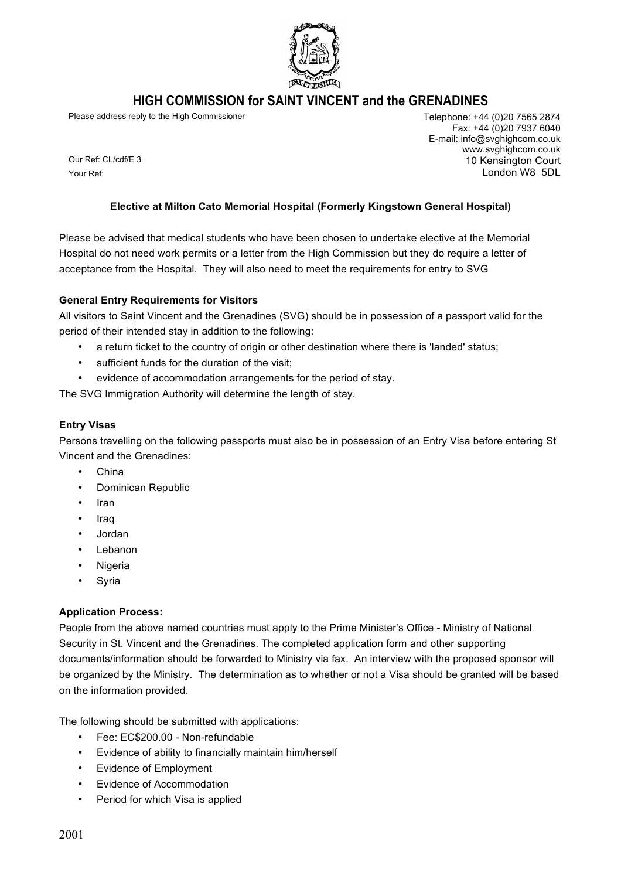# HIGH COMMISSION for SAINT VINCENT and the GRENADINES

Please address reply to the High Commissioner

Telephone: +44 (0)20 7565 2874
Fax: +44 (0)20 7937 6040
E-mail: info@svghighcom.co.uk
www.svghighcom.co.uk
10 Kensington Court
London W8 5DL

Our Ref: CL/cdf/E 3
Your Ref:

**Elective at Milton Cato Memorial Hospital (Formerly Kingstown General Hospital)**

Please be advised that medical students who have been chosen to undertake elective at the Memorial Hospital do not need work permits or a letter from the High Commission but they do require a letter of acceptance from the Hospital. They will also need to meet the requirements for entry to SVG

**General Entry Requirements for Visitors**

All visitors to Saint Vincent and the Grenadines (SVG) should be in possession of a passport valid for the period of their intended stay in addition to the following:

- a return ticket to the country of origin or other destination where there is 'landed' status;
- sufficient funds for the duration of the visit;
- evidence of accommodation arrangements for the period of stay.

The SVG Immigration Authority will determine the length of stay.

**Entry Visas**

Persons travelling on the following passports must also be in possession of an Entry Visa before entering St Vincent and the Grenadines:

- China
- Dominican Republic
- Iran
- Iraq
- Jordan
- Lebanon
- Nigeria
- Syria

**Application Process:**

People from the above named countries must apply to the Prime Minister's Office - Ministry of National Security in St. Vincent and the Grenadines. The completed application form and other supporting documents/information should be forwarded to Ministry via fax. An interview with the proposed sponsor will be organized by the Ministry. The determination as to whether or not a Visa should be granted will be based on the information provided.

The following should be submitted with applications:

- Fee: EC$200.00 - Non-refundable
- Evidence of ability to financially maintain him/herself
- Evidence of Employment
- Evidence of Accommodation
- Period for which Visa is applied

2001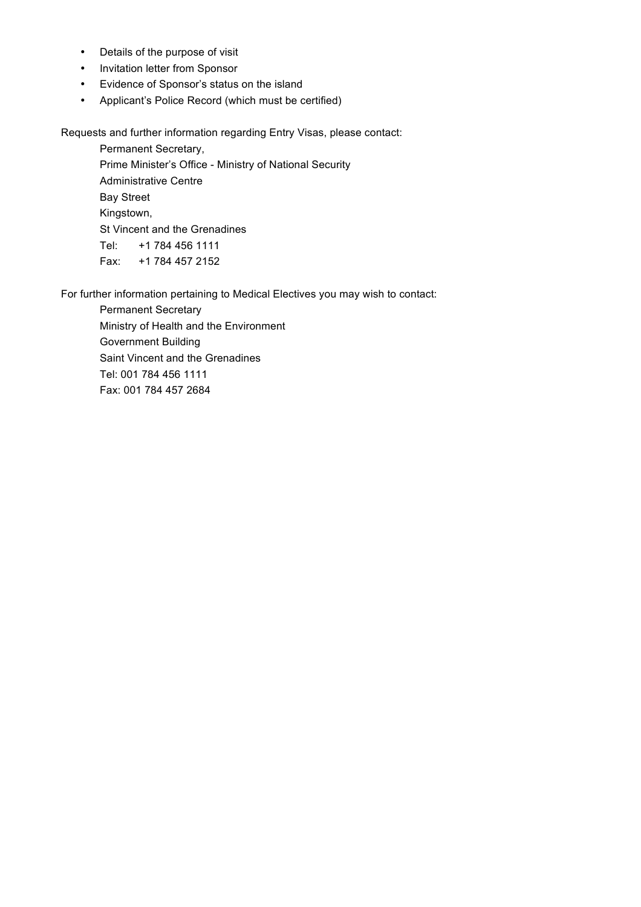- Details of the purpose of visit
- Invitation letter from Sponsor
- Evidence of Sponsor's status on the island
- Applicant's Police Record (which must be certified)

Requests and further information regarding Entry Visas, please contact:

Permanent Secretary,
Prime Minister's Office - Ministry of National Security
Administrative Centre
Bay Street
Kingstown,
St Vincent and the Grenadines
Tel: +1 784 456 1111
Fax: +1 784 457 2152

For further information pertaining to Medical Electives you may wish to contact:

Permanent Secretary
Ministry of Health and the Environment
Government Building
Saint Vincent and the Grenadines
Tel: 001 784 456 1111
Fax: 001 784 457 2684